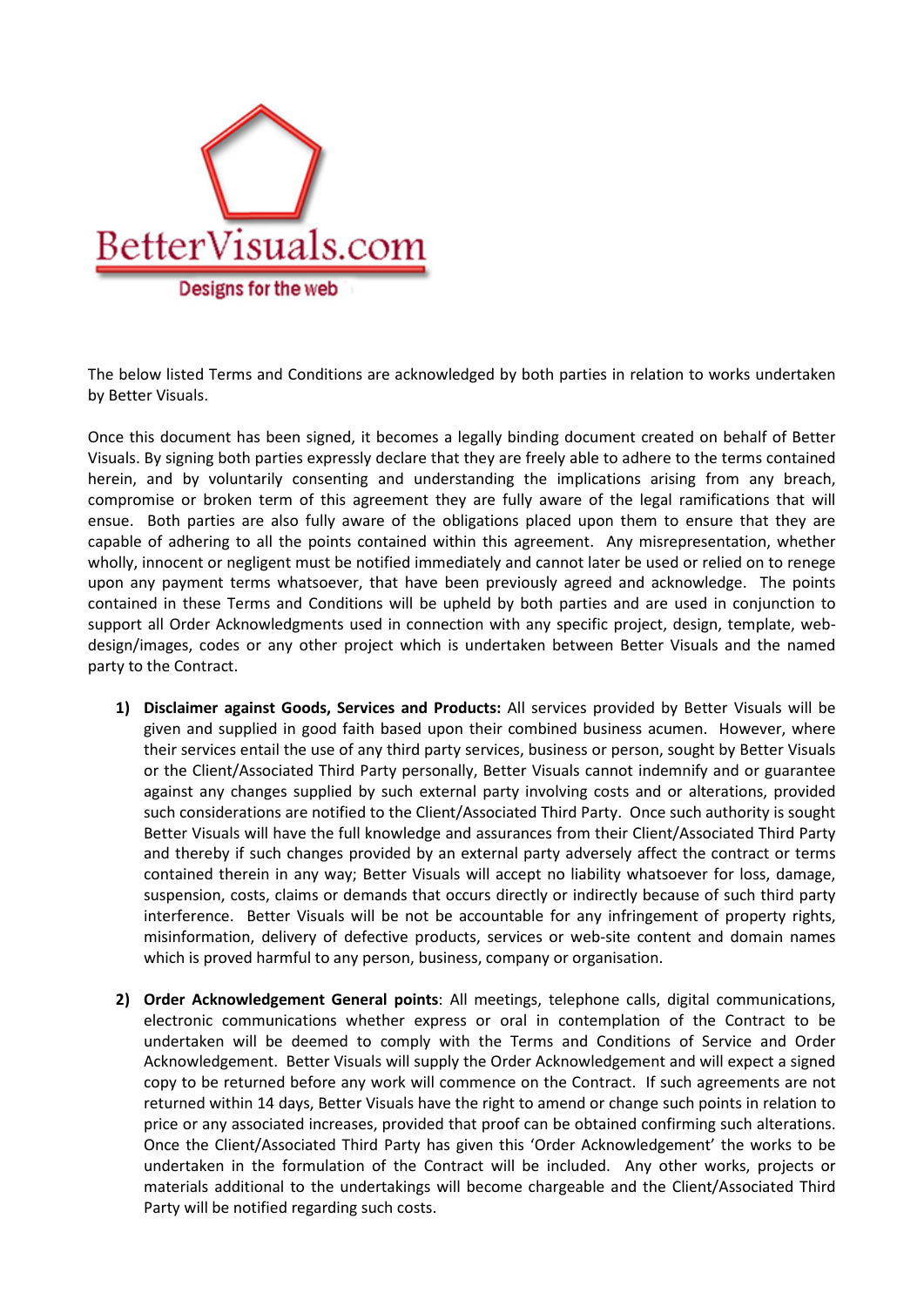BetterVisuals.com

Designs for the web

The below listed Terms and Conditions are acknowledged by both parties in relation to works undertaken by Better Visuals.

Once this document has been signed, it becomes a legally binding document created on behalf of Better Visuals. By signing both parties expressly declare that they are freely able to adhere to the terms contained herein, and by voluntarily consenting and understanding the implications arising from any breach, compromise or broken term of this agreement they are fully aware of the legal ramifications that will ensue. Both parties are also fully aware of the obligations placed upon them to ensure that they are capable of adhering to all the points contained within this agreement. Any misrepresentation, whether wholly, innocent or negligent must be notified immediately and cannot later be used or relied on to renege upon any payment terms whatsoever, that have been previously agreed and acknowledge. The points contained in these Terms and Conditions will be upheld by both parties and are used in conjunction to support all Order Acknowledgments used in connection with any specific project, design, template, web-design/images, codes or any other project which is undertaken between Better Visuals and the named party to the Contract.

1) **Disclaimer against Goods, Services and Products:** All services provided by Better Visuals will be given and supplied in good faith based upon their combined business acumen. However, where their services entail the use of any third party services, business or person, sought by Better Visuals or the Client/Associated Third Party personally, Better Visuals cannot indemnify and or guarantee against any changes supplied by such external party involving costs and or alterations, provided such considerations are notified to the Client/Associated Third Party. Once such authority is sought Better Visuals will have the full knowledge and assurances from their Client/Associated Third Party and thereby if such changes provided by an external party adversely affect the contract or terms contained therein in any way; Better Visuals will accept no liability whatsoever for loss, damage, suspension, costs, claims or demands that occurs directly or indirectly because of such third party interference. Better Visuals will be not be accountable for any infringement of property rights, misinformation, delivery of defective products, services or web-site content and domain names which is proved harmful to any person, business, company or organisation.

2) **Order Acknowledgement General points**: All meetings, telephone calls, digital communications, electronic communications whether express or oral in contemplation of the Contract to be undertaken will be deemed to comply with the Terms and Conditions of Service and Order Acknowledgement. Better Visuals will supply the Order Acknowledgement and will expect a signed copy to be returned before any work will commence on the Contract. If such agreements are not returned within 14 days, Better Visuals have the right to amend or change such points in relation to price or any associated increases, provided that proof can be obtained confirming such alterations. Once the Client/Associated Third Party has given this 'Order Acknowledgement' the works to be undertaken in the formulation of the Contract will be included. Any other works, projects or materials additional to the undertakings will become chargeable and the Client/Associated Third Party will be notified regarding such costs.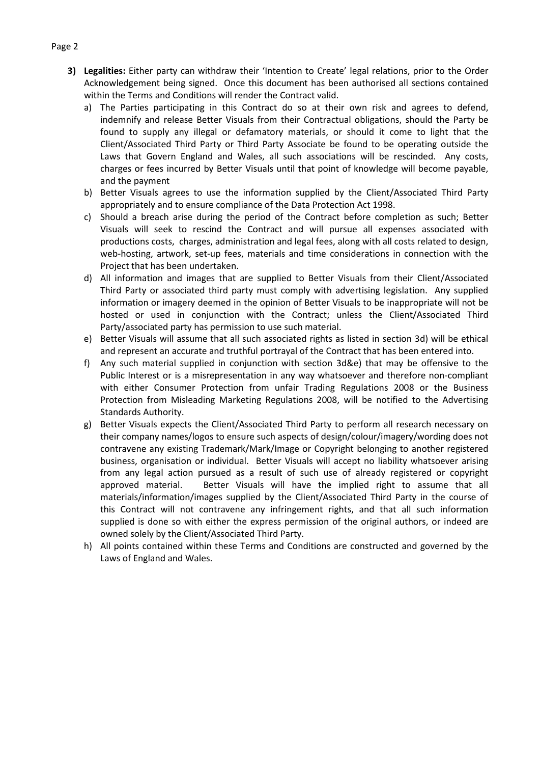3) **Legalities:** Either party can withdraw their 'Intention to Create' legal relations, prior to the Order Acknowledgement being signed. Once this document has been authorised all sections contained within the Terms and Conditions will render the Contract valid.

   a) The Parties participating in this Contract do so at their own risk and agrees to defend, indemnify and release Better Visuals from their Contractual obligations, should the Party be found to supply any illegal or defamatory materials, or should it come to light that the Client/Associated Third Party or Third Party Associate be found to be operating outside the Laws that Govern England and Wales, all such associations will be rescinded. Any costs, charges or fees incurred by Better Visuals until that point of knowledge will become payable, and the payment

   b) Better Visuals agrees to use the information supplied by the Client/Associated Third Party appropriately and to ensure compliance of the Data Protection Act 1998.

   c) Should a breach arise during the period of the Contract before completion as such; Better Visuals will seek to rescind the Contract and will pursue all expenses associated with productions costs, charges, administration and legal fees, along with all costs related to design, web-hosting, artwork, set-up fees, materials and time considerations in connection with the Project that has been undertaken.

   d) All information and images that are supplied to Better Visuals from their Client/Associated Third Party or associated third party must comply with advertising legislation. Any supplied information or imagery deemed in the opinion of Better Visuals to be inappropriate will not be hosted or used in conjunction with the Contract; unless the Client/Associated Third Party/associated party has permission to use such material.

   e) Better Visuals will assume that all such associated rights as listed in section 3d) will be ethical and represent an accurate and truthful portrayal of the Contract that has been entered into.

   f) Any such material supplied in conjunction with section 3d&e) that may be offensive to the Public Interest or is a misrepresentation in any way whatsoever and therefore non-compliant with either Consumer Protection from unfair Trading Regulations 2008 or the Business Protection from Misleading Marketing Regulations 2008, will be notified to the Advertising Standards Authority.

   g) Better Visuals expects the Client/Associated Third Party to perform all research necessary on their company names/logos to ensure such aspects of design/colour/imagery/wording does not contravene any existing Trademark/Mark/Image or Copyright belonging to another registered business, organisation or individual. Better Visuals will accept no liability whatsoever arising from any legal action pursued as a result of such use of already registered or copyright approved material. Better Visuals will have the implied right to assume that all materials/information/images supplied by the Client/Associated Third Party in the course of this Contract will not contravene any infringement rights, and that all such information supplied is done so with either the express permission of the original authors, or indeed are owned solely by the Client/Associated Third Party.

   h) All points contained within these Terms and Conditions are constructed and governed by the Laws of England and Wales.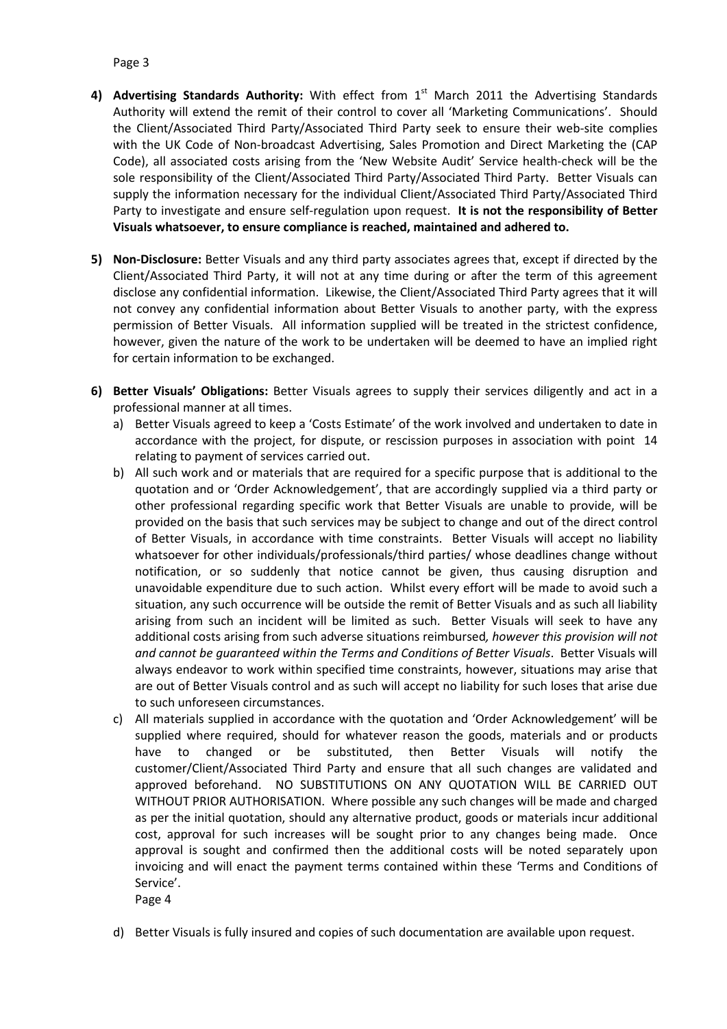4) **Advertising Standards Authority:** With effect from 1st March 2011 the Advertising Standards Authority will extend the remit of their control to cover all 'Marketing Communications'. Should the Client/Associated Third Party/Associated Third Party seek to ensure their web-site complies with the UK Code of Non-broadcast Advertising, Sales Promotion and Direct Marketing the (CAP Code), all associated costs arising from the 'New Website Audit' Service health-check will be the sole responsibility of the Client/Associated Third Party/Associated Third Party. Better Visuals can supply the information necessary for the individual Client/Associated Third Party/Associated Third Party to investigate and ensure self-regulation upon request. **It is not the responsibility of Better Visuals whatsoever, to ensure compliance is reached, maintained and adhered to.**

5) **Non-Disclosure:** Better Visuals and any third party associates agrees that, except if directed by the Client/Associated Third Party, it will not at any time during or after the term of this agreement disclose any confidential information. Likewise, the Client/Associated Third Party agrees that it will not convey any confidential information about Better Visuals to another party, with the express permission of Better Visuals. All information supplied will be treated in the strictest confidence, however, given the nature of the work to be undertaken will be deemed to have an implied right for certain information to be exchanged.

6) **Better Visuals' Obligations:** Better Visuals agrees to supply their services diligently and act in a professional manner at all times.
   a) Better Visuals agreed to keep a 'Costs Estimate' of the work involved and undertaken to date in accordance with the project, for dispute, or rescission purposes in association with point 14 relating to payment of services carried out.
   b) All such work and or materials that are required for a specific purpose that is additional to the quotation and or 'Order Acknowledgement', that are accordingly supplied via a third party or other professional regarding specific work that Better Visuals are unable to provide, will be provided on the basis that such services may be subject to change and out of the direct control of Better Visuals, in accordance with time constraints. Better Visuals will accept no liability whatsoever for other individuals/professionals/third parties/ whose deadlines change without notification, or so suddenly that notice cannot be given, thus causing disruption and unavoidable expenditure due to such action. Whilst every effort will be made to avoid such a situation, any such occurrence will be outside the remit of Better Visuals and as such all liability arising from such an incident will be limited as such. Better Visuals will seek to have any additional costs arising from such adverse situations reimbursed*, however this provision will not and cannot be guaranteed within the Terms and Conditions of Better Visuals*. Better Visuals will always endeavor to work within specified time constraints, however, situations may arise that are out of Better Visuals control and as such will accept no liability for such loses that arise due to such unforeseen circumstances.
   c) All materials supplied in accordance with the quotation and 'Order Acknowledgement' will be supplied where required, should for whatever reason the goods, materials and or products have to changed or be substituted, then Better Visuals will notify the customer/Client/Associated Third Party and ensure that all such changes are validated and approved beforehand. NO SUBSTITUTIONS ON ANY QUOTATION WILL BE CARRIED OUT WITHOUT PRIOR AUTHORISATION. Where possible any such changes will be made and charged as per the initial quotation, should any alternative product, goods or materials incur additional cost, approval for such increases will be sought prior to any changes being made. Once approval is sought and confirmed then the additional costs will be noted separately upon invoicing and will enact the payment terms contained within these 'Terms and Conditions of Service'.
   d) Better Visuals is fully insured and copies of such documentation are available upon request.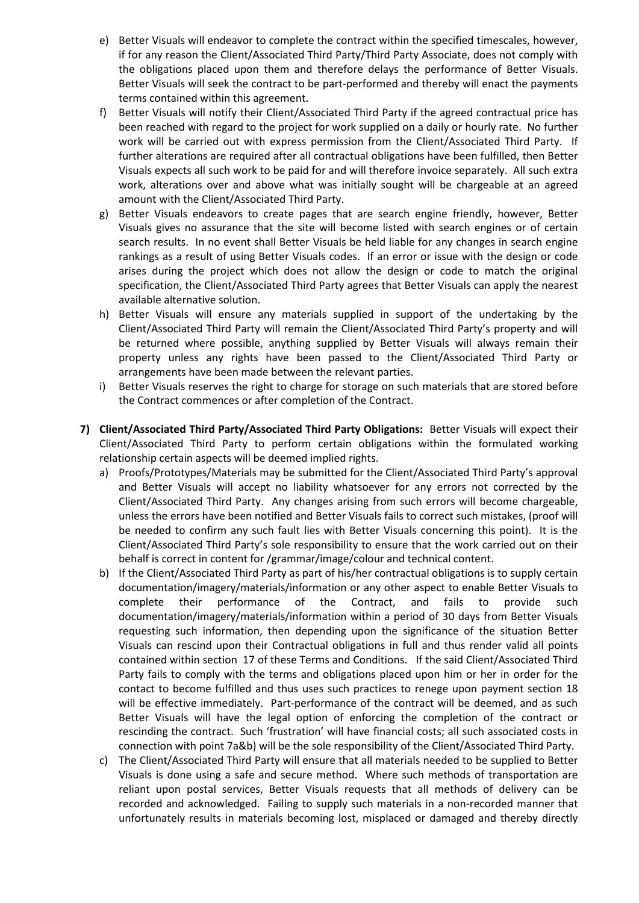e) Better Visuals will endeavor to complete the contract within the specified timescales, however, if for any reason the Client/Associated Third Party/Third Party Associate, does not comply with the obligations placed upon them and therefore delays the performance of Better Visuals. Better Visuals will seek the contract to be part-performed and thereby will enact the payments terms contained within this agreement.

f) Better Visuals will notify their Client/Associated Third Party if the agreed contractual price has been reached with regard to the project for work supplied on a daily or hourly rate. No further work will be carried out with express permission from the Client/Associated Third Party. If further alterations are required after all contractual obligations have been fulfilled, then Better Visuals expects all such work to be paid for and will therefore invoice separately. All such extra work, alterations over and above what was initially sought will be chargeable at an agreed amount with the Client/Associated Third Party.

g) Better Visuals endeavors to create pages that are search engine friendly, however, Better Visuals gives no assurance that the site will become listed with search engines or of certain search results. In no event shall Better Visuals be held liable for any changes in search engine rankings as a result of using Better Visuals codes. If an error or issue with the design or code arises during the project which does not allow the design or code to match the original specification, the Client/Associated Third Party agrees that Better Visuals can apply the nearest available alternative solution.

h) Better Visuals will ensure any materials supplied in support of the undertaking by the Client/Associated Third Party will remain the Client/Associated Third Party's property and will be returned where possible, anything supplied by Better Visuals will always remain their property unless any rights have been passed to the Client/Associated Third Party or arrangements have been made between the relevant parties.

i) Better Visuals reserves the right to charge for storage on such materials that are stored before the Contract commences or after completion of the Contract.

**7) Client/Associated Third Party/Associated Third Party Obligations:** Better Visuals will expect their Client/Associated Third Party to perform certain obligations within the formulated working relationship certain aspects will be deemed implied rights.

a) Proofs/Prototypes/Materials may be submitted for the Client/Associated Third Party's approval and Better Visuals will accept no liability whatsoever for any errors not corrected by the Client/Associated Third Party. Any changes arising from such errors will become chargeable, unless the errors have been notified and Better Visuals fails to correct such mistakes, (proof will be needed to confirm any such fault lies with Better Visuals concerning this point). It is the Client/Associated Third Party's sole responsibility to ensure that the work carried out on their behalf is correct in content for /grammar/image/colour and technical content.

b) If the Client/Associated Third Party as part of his/her contractual obligations is to supply certain documentation/imagery/materials/information or any other aspect to enable Better Visuals to complete their performance of the Contract, and fails to provide such documentation/imagery/materials/information within a period of 30 days from Better Visuals requesting such information, then depending upon the significance of the situation Better Visuals can rescind upon their Contractual obligations in full and thus render valid all points contained within section 17 of these Terms and Conditions. If the said Client/Associated Third Party fails to comply with the terms and obligations placed upon him or her in order for the contact to become fulfilled and thus uses such practices to renege upon payment section 18 will be effective immediately. Part-performance of the contract will be deemed, and as such Better Visuals will have the legal option of enforcing the completion of the contract or rescinding the contract. Such 'frustration' will have financial costs; all such associated costs in connection with point 7a&b) will be the sole responsibility of the Client/Associated Third Party.

c) The Client/Associated Third Party will ensure that all materials needed to be supplied to Better Visuals is done using a safe and secure method. Where such methods of transportation are reliant upon postal services, Better Visuals requests that all methods of delivery can be recorded and acknowledged. Failing to supply such materials in a non-recorded manner that unfortunately results in materials becoming lost, misplaced or damaged and thereby directly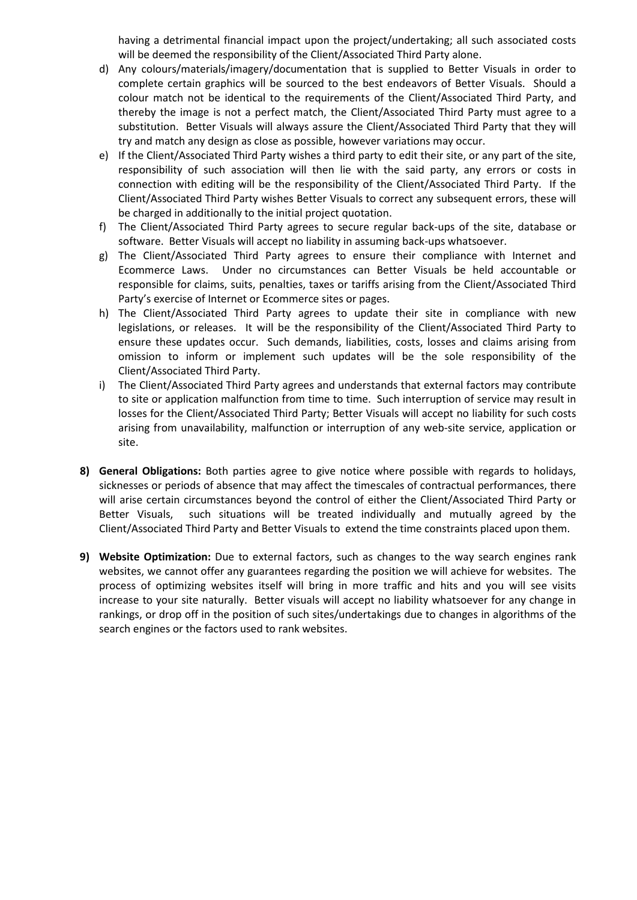having a detrimental financial impact upon the project/undertaking; all such associated costs will be deemed the responsibility of the Client/Associated Third Party alone.

d) Any colours/materials/imagery/documentation that is supplied to Better Visuals in order to complete certain graphics will be sourced to the best endeavors of Better Visuals. Should a colour match not be identical to the requirements of the Client/Associated Third Party, and thereby the image is not a perfect match, the Client/Associated Third Party must agree to a substitution. Better Visuals will always assure the Client/Associated Third Party that they will try and match any design as close as possible, however variations may occur.

e) If the Client/Associated Third Party wishes a third party to edit their site, or any part of the site, responsibility of such association will then lie with the said party, any errors or costs in connection with editing will be the responsibility of the Client/Associated Third Party. If the Client/Associated Third Party wishes Better Visuals to correct any subsequent errors, these will be charged in additionally to the initial project quotation.

f) The Client/Associated Third Party agrees to secure regular back-ups of the site, database or software. Better Visuals will accept no liability in assuming back-ups whatsoever.

g) The Client/Associated Third Party agrees to ensure their compliance with Internet and Ecommerce Laws. Under no circumstances can Better Visuals be held accountable or responsible for claims, suits, penalties, taxes or tariffs arising from the Client/Associated Third Party's exercise of Internet or Ecommerce sites or pages.

h) The Client/Associated Third Party agrees to update their site in compliance with new legislations, or releases. It will be the responsibility of the Client/Associated Third Party to ensure these updates occur. Such demands, liabilities, costs, losses and claims arising from omission to inform or implement such updates will be the sole responsibility of the Client/Associated Third Party.

i) The Client/Associated Third Party agrees and understands that external factors may contribute to site or application malfunction from time to time. Such interruption of service may result in losses for the Client/Associated Third Party; Better Visuals will accept no liability for such costs arising from unavailability, malfunction or interruption of any web-site service, application or site.

**8) General Obligations:** Both parties agree to give notice where possible with regards to holidays, sicknesses or periods of absence that may affect the timescales of contractual performances, there will arise certain circumstances beyond the control of either the Client/Associated Third Party or Better Visuals, such situations will be treated individually and mutually agreed by the Client/Associated Third Party and Better Visuals to extend the time constraints placed upon them.

**9) Website Optimization:** Due to external factors, such as changes to the way search engines rank websites, we cannot offer any guarantees regarding the position we will achieve for websites. The process of optimizing websites itself will bring in more traffic and hits and you will see visits increase to your site naturally. Better visuals will accept no liability whatsoever for any change in rankings, or drop off in the position of such sites/undertakings due to changes in algorithms of the search engines or the factors used to rank websites.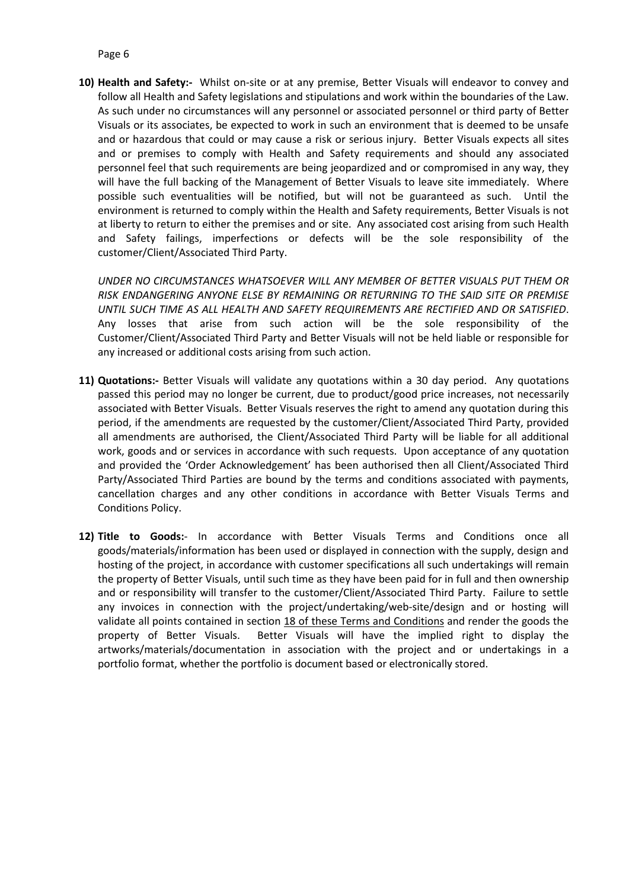**10) Health and Safety:-** Whilst on-site or at any premise, Better Visuals will endeavor to convey and follow all Health and Safety legislations and stipulations and work within the boundaries of the Law. As such under no circumstances will any personnel or associated personnel or third party of Better Visuals or its associates, be expected to work in such an environment that is deemed to be unsafe and or hazardous that could or may cause a risk or serious injury. Better Visuals expects all sites and or premises to comply with Health and Safety requirements and should any associated personnel feel that such requirements are being jeopardized and or compromised in any way, they will have the full backing of the Management of Better Visuals to leave site immediately. Where possible such eventualities will be notified, but will not be guaranteed as such. Until the environment is returned to comply within the Health and Safety requirements, Better Visuals is not at liberty to return to either the premises and or site. Any associated cost arising from such Health and Safety failings, imperfections or defects will be the sole responsibility of the customer/Client/Associated Third Party.

*UNDER NO CIRCUMSTANCES WHATSOEVER WILL ANY MEMBER OF BETTER VISUALS PUT THEM OR RISK ENDANGERING ANYONE ELSE BY REMAINING OR RETURNING TO THE SAID SITE OR PREMISE UNTIL SUCH TIME AS ALL HEALTH AND SAFETY REQUIREMENTS ARE RECTIFIED AND OR SATISFIED*. Any losses that arise from such action will be the sole responsibility of the Customer/Client/Associated Third Party and Better Visuals will not be held liable or responsible for any increased or additional costs arising from such action.

**11) Quotations:-** Better Visuals will validate any quotations within a 30 day period. Any quotations passed this period may no longer be current, due to product/good price increases, not necessarily associated with Better Visuals. Better Visuals reserves the right to amend any quotation during this period, if the amendments are requested by the customer/Client/Associated Third Party, provided all amendments are authorised, the Client/Associated Third Party will be liable for all additional work, goods and or services in accordance with such requests. Upon acceptance of any quotation and provided the 'Order Acknowledgement' has been authorised then all Client/Associated Third Party/Associated Third Parties are bound by the terms and conditions associated with payments, cancellation charges and any other conditions in accordance with Better Visuals Terms and Conditions Policy.

**12) Title to Goods:**- In accordance with Better Visuals Terms and Conditions once all goods/materials/information has been used or displayed in connection with the supply, design and hosting of the project, in accordance with customer specifications all such undertakings will remain the property of Better Visuals, until such time as they have been paid for in full and then ownership and or responsibility will transfer to the customer/Client/Associated Third Party. Failure to settle any invoices in connection with the project/undertaking/web-site/design and or hosting will validate all points contained in section 18 of these Terms and Conditions and render the goods the property of Better Visuals. Better Visuals will have the implied right to display the artworks/materials/documentation in association with the project and or undertakings in a portfolio format, whether the portfolio is document based or electronically stored.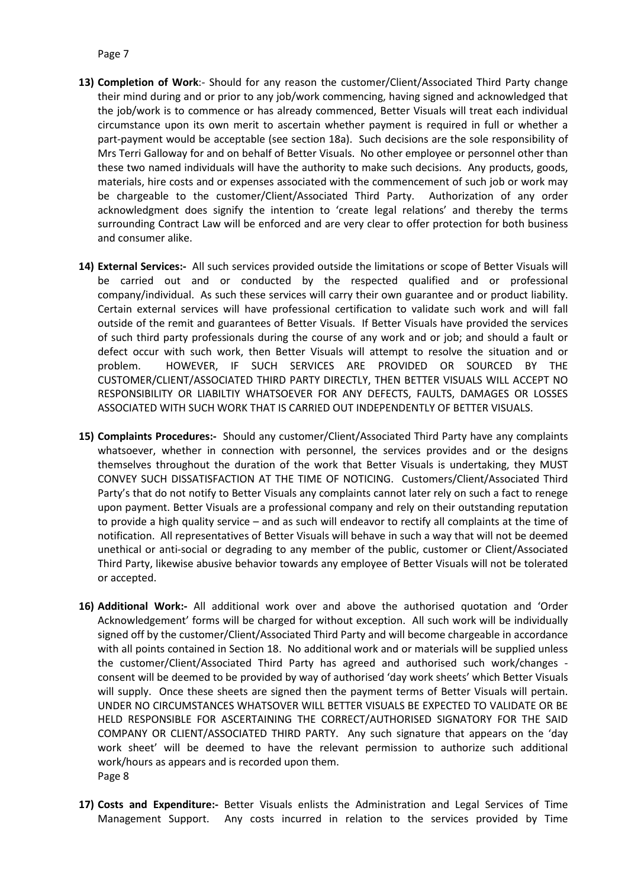13) **Completion of Work**:- Should for any reason the customer/Client/Associated Third Party change their mind during and or prior to any job/work commencing, having signed and acknowledged that the job/work is to commence or has already commenced, Better Visuals will treat each individual circumstance upon its own merit to ascertain whether payment is required in full or whether a part-payment would be acceptable (see section 18a). Such decisions are the sole responsibility of Mrs Terri Galloway for and on behalf of Better Visuals. No other employee or personnel other than these two named individuals will have the authority to make such decisions. Any products, goods, materials, hire costs and or expenses associated with the commencement of such job or work may be chargeable to the customer/Client/Associated Third Party. Authorization of any order acknowledgment does signify the intention to 'create legal relations' and thereby the terms surrounding Contract Law will be enforced and are very clear to offer protection for both business and consumer alike.

14) **External Services:-** All such services provided outside the limitations or scope of Better Visuals will be carried out and or conducted by the respected qualified and or professional company/individual. As such these services will carry their own guarantee and or product liability. Certain external services will have professional certification to validate such work and will fall outside of the remit and guarantees of Better Visuals. If Better Visuals have provided the services of such third party professionals during the course of any work and or job; and should a fault or defect occur with such work, then Better Visuals will attempt to resolve the situation and or problem. HOWEVER, IF SUCH SERVICES ARE PROVIDED OR SOURCED BY THE CUSTOMER/CLIENT/ASSOCIATED THIRD PARTY DIRECTLY, THEN BETTER VISUALS WILL ACCEPT NO RESPONSIBILITY OR LIABILTIY WHATSOEVER FOR ANY DEFECTS, FAULTS, DAMAGES OR LOSSES ASSOCIATED WITH SUCH WORK THAT IS CARRIED OUT INDEPENDENTLY OF BETTER VISUALS.

15) **Complaints Procedures:-** Should any customer/Client/Associated Third Party have any complaints whatsoever, whether in connection with personnel, the services provides and or the designs themselves throughout the duration of the work that Better Visuals is undertaking, they MUST CONVEY SUCH DISSATISFACTION AT THE TIME OF NOTICING. Customers/Client/Associated Third Party's that do not notify to Better Visuals any complaints cannot later rely on such a fact to renege upon payment. Better Visuals are a professional company and rely on their outstanding reputation to provide a high quality service – and as such will endeavor to rectify all complaints at the time of notification. All representatives of Better Visuals will behave in such a way that will not be deemed unethical or anti-social or degrading to any member of the public, customer or Client/Associated Third Party, likewise abusive behavior towards any employee of Better Visuals will not be tolerated or accepted.

16) **Additional Work:-** All additional work over and above the authorised quotation and 'Order Acknowledgement' forms will be charged for without exception. All such work will be individually signed off by the customer/Client/Associated Third Party and will become chargeable in accordance with all points contained in Section 18. No additional work and or materials will be supplied unless the customer/Client/Associated Third Party has agreed and authorised such work/changes - consent will be deemed to be provided by way of authorised 'day work sheets' which Better Visuals will supply. Once these sheets are signed then the payment terms of Better Visuals will pertain. UNDER NO CIRCUMSTANCES WHATSOVER WILL BETTER VISUALS BE EXPECTED TO VALIDATE OR BE HELD RESPONSIBLE FOR ASCERTAINING THE CORRECT/AUTHORISED SIGNATORY FOR THE SAID COMPANY OR CLIENT/ASSOCIATED THIRD PARTY. Any such signature that appears on the 'day work sheet' will be deemed to have the relevant permission to authorize such additional work/hours as appears and is recorded upon them.

17) **Costs and Expenditure:-** Better Visuals enlists the Administration and Legal Services of Time Management Support. Any costs incurred in relation to the services provided by Time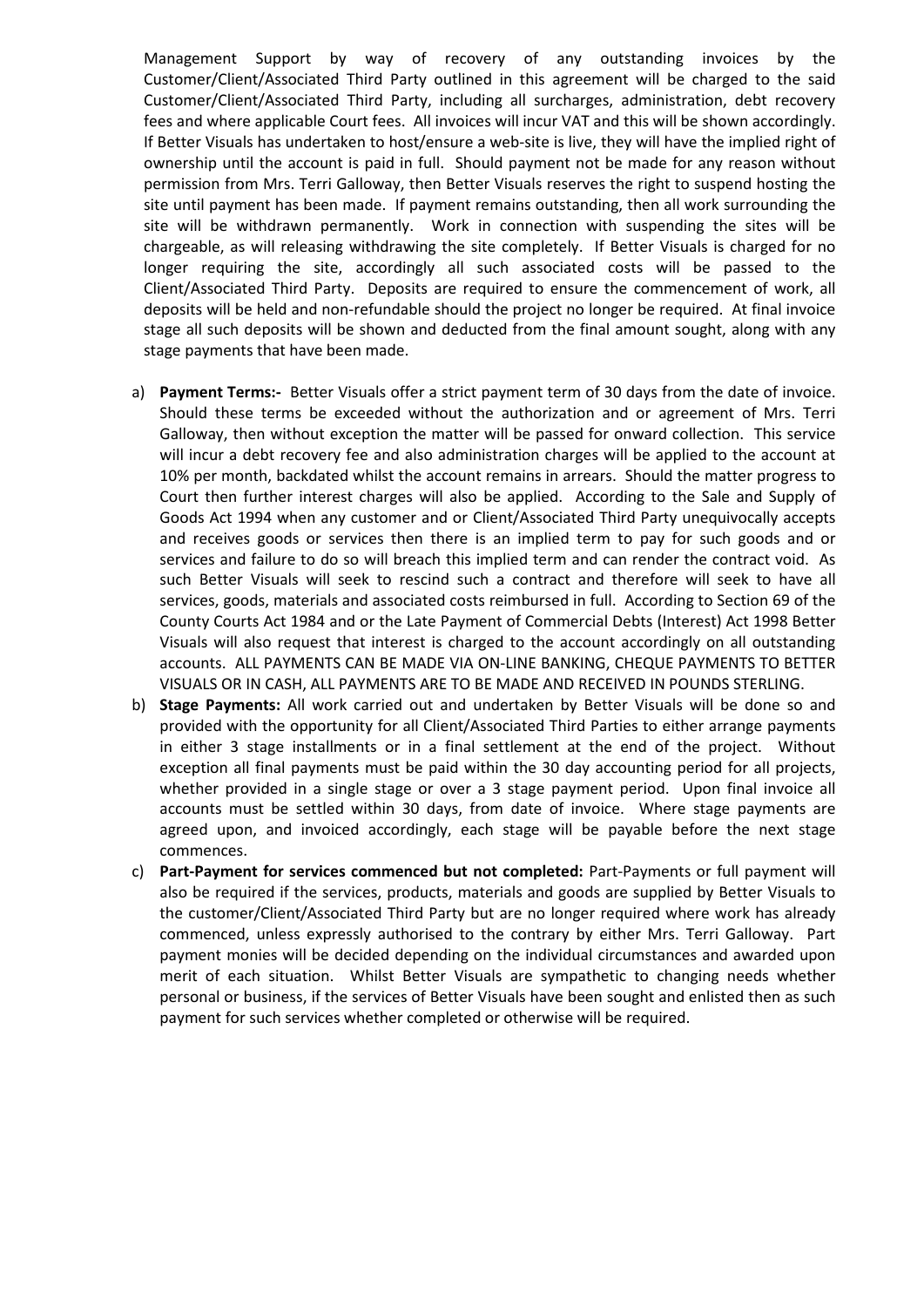Management Support by way of recovery of any outstanding invoices by the Customer/Client/Associated Third Party outlined in this agreement will be charged to the said Customer/Client/Associated Third Party, including all surcharges, administration, debt recovery fees and where applicable Court fees. All invoices will incur VAT and this will be shown accordingly. If Better Visuals has undertaken to host/ensure a web-site is live, they will have the implied right of ownership until the account is paid in full. Should payment not be made for any reason without permission from Mrs. Terri Galloway, then Better Visuals reserves the right to suspend hosting the site until payment has been made. If payment remains outstanding, then all work surrounding the site will be withdrawn permanently. Work in connection with suspending the sites will be chargeable, as will releasing withdrawing the site completely. If Better Visuals is charged for no longer requiring the site, accordingly all such associated costs will be passed to the Client/Associated Third Party. Deposits are required to ensure the commencement of work, all deposits will be held and non-refundable should the project no longer be required. At final invoice stage all such deposits will be shown and deducted from the final amount sought, along with any stage payments that have been made.

a) **Payment Terms:-** Better Visuals offer a strict payment term of 30 days from the date of invoice. Should these terms be exceeded without the authorization and or agreement of Mrs. Terri Galloway, then without exception the matter will be passed for onward collection. This service will incur a debt recovery fee and also administration charges will be applied to the account at 10% per month, backdated whilst the account remains in arrears. Should the matter progress to Court then further interest charges will also be applied. According to the Sale and Supply of Goods Act 1994 when any customer and or Client/Associated Third Party unequivocally accepts and receives goods or services then there is an implied term to pay for such goods and or services and failure to do so will breach this implied term and can render the contract void. As such Better Visuals will seek to rescind such a contract and therefore will seek to have all services, goods, materials and associated costs reimbursed in full. According to Section 69 of the County Courts Act 1984 and or the Late Payment of Commercial Debts (Interest) Act 1998 Better Visuals will also request that interest is charged to the account accordingly on all outstanding accounts. ALL PAYMENTS CAN BE MADE VIA ON-LINE BANKING, CHEQUE PAYMENTS TO BETTER VISUALS OR IN CASH, ALL PAYMENTS ARE TO BE MADE AND RECEIVED IN POUNDS STERLING.
b) **Stage Payments:** All work carried out and undertaken by Better Visuals will be done so and provided with the opportunity for all Client/Associated Third Parties to either arrange payments in either 3 stage installments or in a final settlement at the end of the project. Without exception all final payments must be paid within the 30 day accounting period for all projects, whether provided in a single stage or over a 3 stage payment period. Upon final invoice all accounts must be settled within 30 days, from date of invoice. Where stage payments are agreed upon, and invoiced accordingly, each stage will be payable before the next stage commences.
c) **Part-Payment for services commenced but not completed:** Part-Payments or full payment will also be required if the services, products, materials and goods are supplied by Better Visuals to the customer/Client/Associated Third Party but are no longer required where work has already commenced, unless expressly authorised to the contrary by either Mrs. Terri Galloway. Part payment monies will be decided depending on the individual circumstances and awarded upon merit of each situation. Whilst Better Visuals are sympathetic to changing needs whether personal or business, if the services of Better Visuals have been sought and enlisted then as such payment for such services whether completed or otherwise will be required.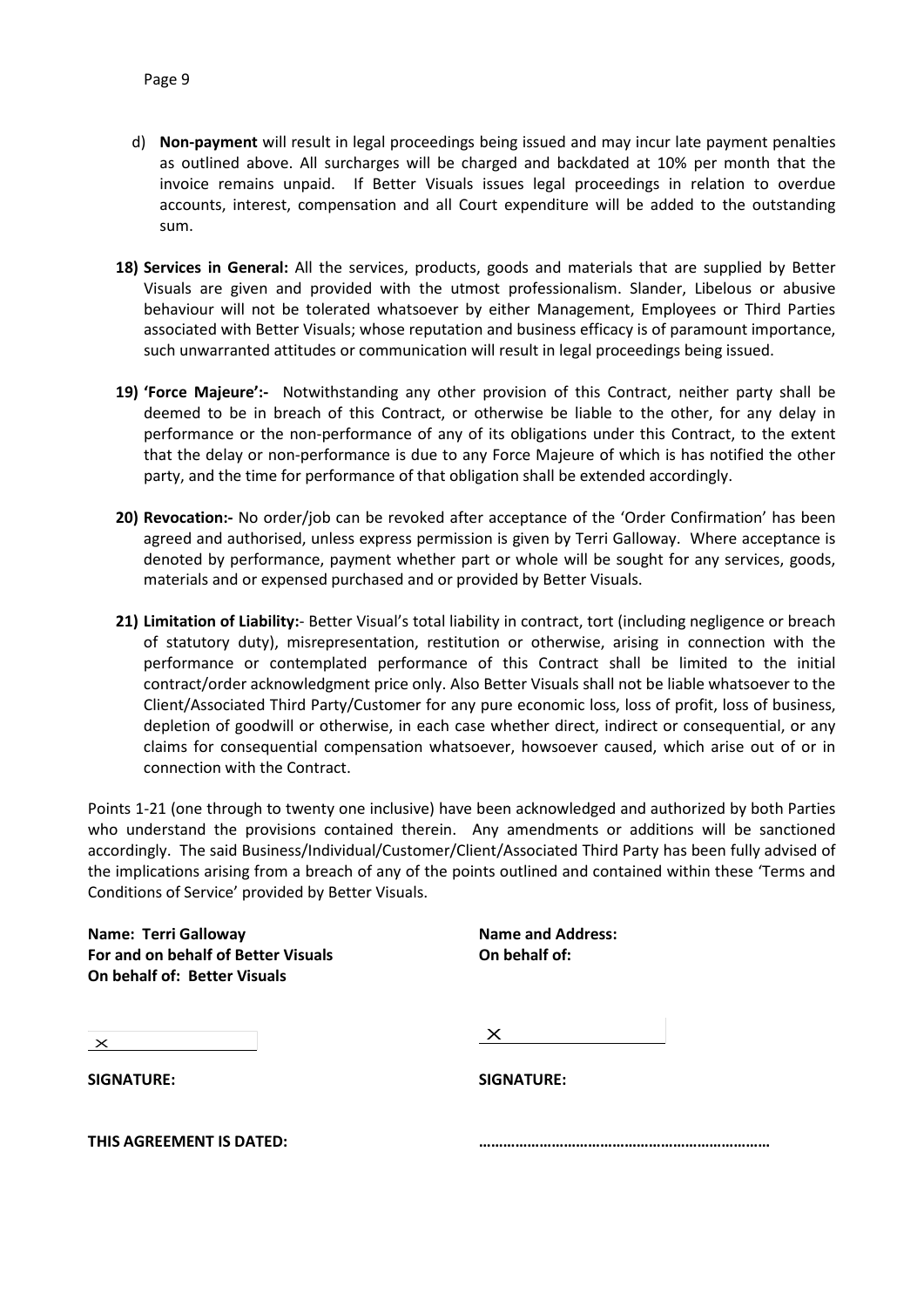d) **Non-payment** will result in legal proceedings being issued and may incur late payment penalties as outlined above. All surcharges will be charged and backdated at 10% per month that the invoice remains unpaid. If Better Visuals issues legal proceedings in relation to overdue accounts, interest, compensation and all Court expenditure will be added to the outstanding sum.

**18) Services in General:** All the services, products, goods and materials that are supplied by Better Visuals are given and provided with the utmost professionalism. Slander, Libelous or abusive behaviour will not be tolerated whatsoever by either Management, Employees or Third Parties associated with Better Visuals; whose reputation and business efficacy is of paramount importance, such unwarranted attitudes or communication will result in legal proceedings being issued.

**19) 'Force Majeure':-** Notwithstanding any other provision of this Contract, neither party shall be deemed to be in breach of this Contract, or otherwise be liable to the other, for any delay in performance or the non-performance of any of its obligations under this Contract, to the extent that the delay or non-performance is due to any Force Majeure of which is has notified the other party, and the time for performance of that obligation shall be extended accordingly.

**20) Revocation:-** No order/job can be revoked after acceptance of the 'Order Confirmation' has been agreed and authorised, unless express permission is given by Terri Galloway. Where acceptance is denoted by performance, payment whether part or whole will be sought for any services, goods, materials and or expensed purchased and or provided by Better Visuals.

**21) Limitation of Liability:**- Better Visual's total liability in contract, tort (including negligence or breach of statutory duty), misrepresentation, restitution or otherwise, arising in connection with the performance or contemplated performance of this Contract shall be limited to the initial contract/order acknowledgment price only. Also Better Visuals shall not be liable whatsoever to the Client/Associated Third Party/Customer for any pure economic loss, loss of profit, loss of business, depletion of goodwill or otherwise, in each case whether direct, indirect or consequential, or any claims for consequential compensation whatsoever, howsoever caused, which arise out of or in connection with the Contract.

Points 1-21 (one through to twenty one inclusive) have been acknowledged and authorized by both Parties who understand the provisions contained therein. Any amendments or additions will be sanctioned accordingly. The said Business/Individual/Customer/Client/Associated Third Party has been fully advised of the implications arising from a breach of any of the points outlined and contained within these 'Terms and Conditions of Service' provided by Better Visuals.

**Name: Terri Galloway**
**For and on behalf of Better Visuals**
**On behalf of: Better Visuals**

×

**SIGNATURE:**

**Name and Address:**
**On behalf of:**

×

**SIGNATURE:**

**THIS AGREEMENT IS DATED:** ……………………………………………………………